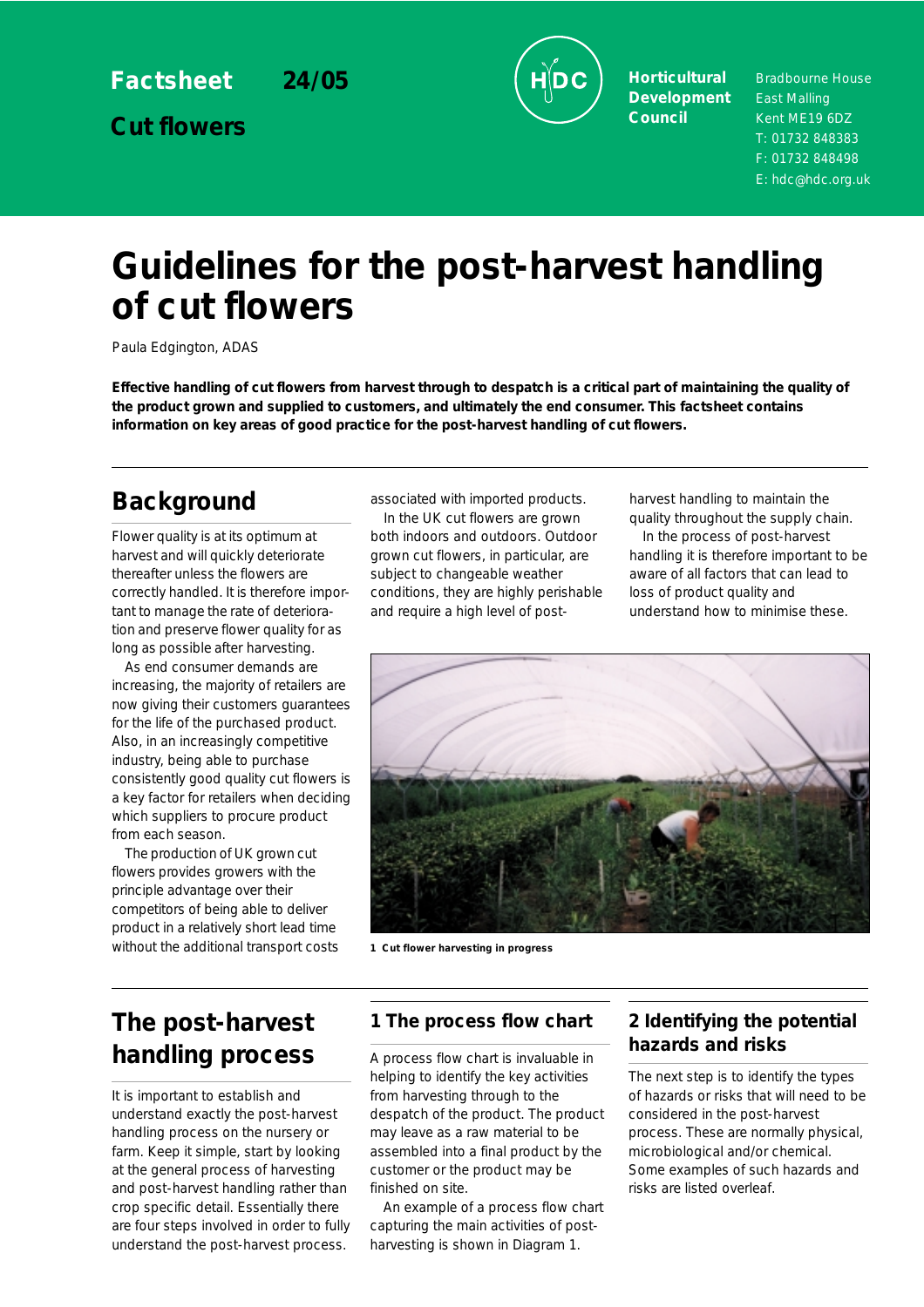Factsheet 24/05

Cut flowers

Horticultural Development Council

Bradbourne House
East Malling
Kent ME19 6DZ
T: 01732 848383
F: 01732 848498
E: hdc@hdc.org.uk

# Guidelines for the post-harvest handling of cut flowers

Paula Edgington, ADAS

**Effective handling of cut flowers from harvest through to despatch is a critical part of maintaining the quality of the product grown and supplied to customers, and ultimately the end consumer. This factsheet contains information on key areas of good practice for the post-harvest handling of cut flowers.**

## Background

Flower quality is at its optimum at harvest and will quickly deteriorate thereafter unless the flowers are correctly handled. It is therefore important to manage the rate of deterioration and preserve flower quality for as long as possible after harvesting.

As end consumer demands are increasing, the majority of retailers are now giving their customers guarantees for the life of the purchased product. Also, in an increasingly competitive industry, being able to purchase consistently good quality cut flowers is a key factor for retailers when deciding which suppliers to procure product from each season.

The production of UK grown cut flowers provides growers with the principle advantage over their competitors of being able to deliver product in a relatively short lead time without the additional transport costs associated with imported products.

In the UK cut flowers are grown both indoors and outdoors. Outdoor grown cut flowers, in particular, are subject to changeable weather conditions, they are highly perishable and require a high level of post-harvest handling to maintain the quality throughout the supply chain.

In the process of post-harvest handling it is therefore important to be aware of all factors that can lead to loss of product quality and understand how to minimise these.

1 Cut flower harvesting in progress

## The post-harvest handling process

It is important to establish and understand exactly the post-harvest handling process on the nursery or farm. Keep it simple, start by looking at the general process of harvesting and post-harvest handling rather than crop specific detail. Essentially there are four steps involved in order to fully understand the post-harvest process.

### 1 The process flow chart

A process flow chart is invaluable in helping to identify the key activities from harvesting through to the despatch of the product. The product may leave as a raw material to be assembled into a final product by the customer or the product may be finished on site.

An example of a process flow chart capturing the main activities of post-harvesting is shown in Diagram 1.

### 2 Identifying the potential hazards and risks

The next step is to identify the types of hazards or risks that will need to be considered in the post-harvest process. These are normally physical, microbiological and/or chemical. Some examples of such hazards and risks are listed overleaf.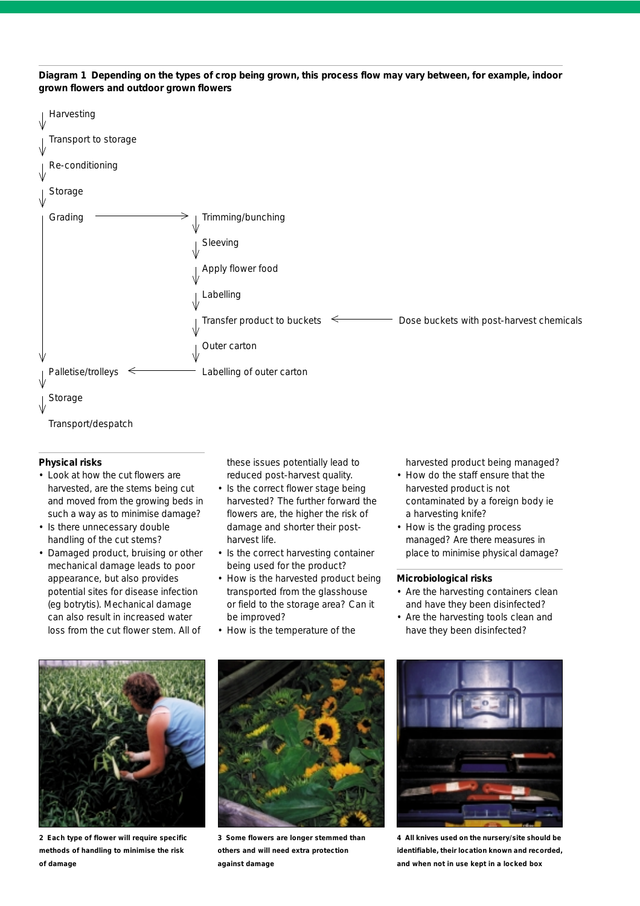**Diagram 1 Depending on the types of crop being grown, this process flow may vary between, for example, indoor grown flowers and outdoor grown flowers**

- Harvesting
- ↓ Transport to storage
- ↓ Re-conditioning
- ↓ Storage
- ↓ Grading → Trimming/bunching
  - ↓ Sleeving
  - ↓ Apply flower food
  - ↓ Labelling
  - ↓ Transfer product to buckets ← Dose buckets with post-harvest chemicals
  - ↓ Outer carton
  - ↓ Labelling of outer carton
- ↓ Palletise/trolleys ← Labelling of outer carton
- ↓ Storage
- ↓ Transport/despatch

### Physical risks

- Look at how the cut flowers are harvested, are the stems being cut and moved from the growing beds in such a way as to minimise damage?
- Is there unnecessary double handling of the cut stems?
- Damaged product, bruising or other mechanical damage leads to poor appearance, but also provides potential sites for disease infection (eg botrytis). Mechanical damage can also result in increased water loss from the cut flower stem. All of these issues potentially lead to reduced post-harvest quality.
- Is the correct flower stage being harvested? The further forward the flowers are, the higher the risk of damage and shorter their post-harvest life.
- Is the correct harvesting container being used for the product?
- How is the harvested product being transported from the glasshouse or field to the storage area? Can it be improved?
- How is the temperature of the harvested product being managed?
- How do the staff ensure that the harvested product is not contaminated by a foreign body ie a harvesting knife?
- How is the grading process managed? Are there measures in place to minimise physical damage?

### Microbiological risks

- Are the harvesting containers clean and have they been disinfected?
- Are the harvesting tools clean and have they been disinfected?

2 Each type of flower will require specific methods of handling to minimise the risk of damage

3 Some flowers are longer stemmed than others and will need extra protection against damage

4 All knives used on the nursery/site should be identifiable, their location known and recorded, and when not in use kept in a locked box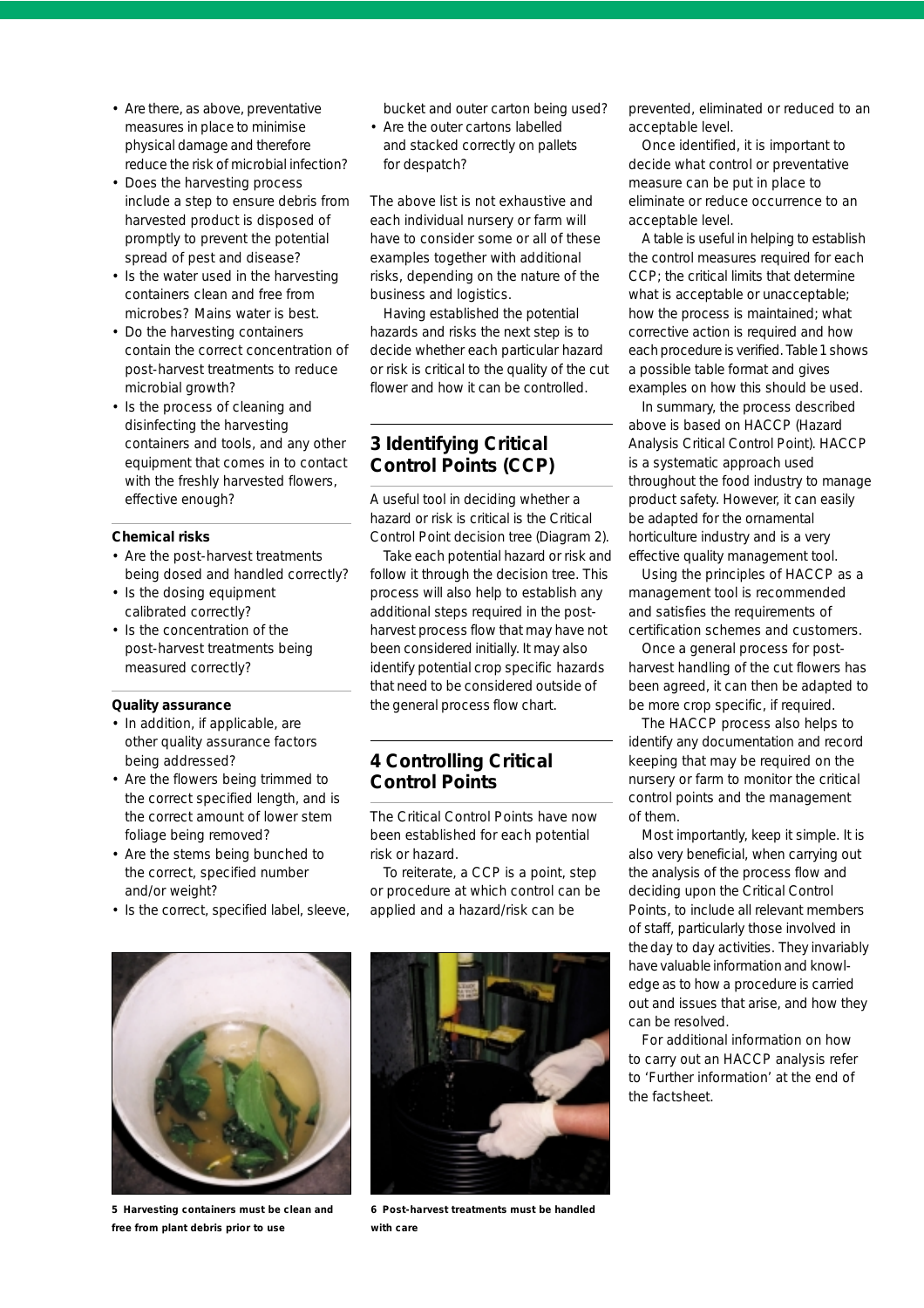- Are there, as above, preventative measures in place to minimise physical damage and therefore reduce the risk of microbial infection?
- Does the harvesting process include a step to ensure debris from harvested product is disposed of promptly to prevent the potential spread of pest and disease?
- Is the water used in the harvesting containers clean and free from microbes? Mains water is best.
- Do the harvesting containers contain the correct concentration of post-harvest treatments to reduce microbial growth?
- Is the process of cleaning and disinfecting the harvesting containers and tools, and any other equipment that comes in to contact with the freshly harvested flowers, effective enough?

**Chemical risks**

- Are the post-harvest treatments being dosed and handled correctly?
- Is the dosing equipment calibrated correctly?
- Is the concentration of the post-harvest treatments being measured correctly?

**Quality assurance**

- In addition, if applicable, are other quality assurance factors being addressed?
- Are the flowers being trimmed to the correct specified length, and is the correct amount of lower stem foliage being removed?
- Are the stems being bunched to the correct, specified number and/or weight?
- Is the correct, specified label, sleeve, bucket and outer carton being used?
- Are the outer cartons labelled and stacked correctly on pallets for despatch?

The above list is not exhaustive and each individual nursery or farm will have to consider some or all of these examples together with additional risks, depending on the nature of the business and logistics.

Having established the potential hazards and risks the next step is to decide whether each particular hazard or risk is critical to the quality of the cut flower and how it can be controlled.

## 3 Identifying Critical Control Points (CCP)

A useful tool in deciding whether a hazard or risk is critical is the Critical Control Point decision tree (Diagram 2).

Take each potential hazard or risk and follow it through the decision tree. This process will also help to establish any additional steps required in the post-harvest process flow that may have not been considered initially. It may also identify potential crop specific hazards that need to be considered outside of the general process flow chart.

## 4 Controlling Critical Control Points

The Critical Control Points have now been established for each potential risk or hazard.

To reiterate, a CCP is a point, step or procedure at which control can be applied and a hazard/risk can be prevented, eliminated or reduced to an acceptable level.

Once identified, it is important to decide what control or preventative measure can be put in place to eliminate or reduce occurrence to an acceptable level.

A table is useful in helping to establish the control measures required for each CCP; the critical limits that determine what is acceptable or unacceptable; how the process is maintained; what corrective action is required and how each procedure is verified. Table 1 shows a possible table format and gives examples on how this should be used.

In summary, the process described above is based on HACCP (Hazard Analysis Critical Control Point). HACCP is a systematic approach used throughout the food industry to manage product safety. However, it can easily be adapted for the ornamental horticulture industry and is a very effective quality management tool.

Using the principles of HACCP as a management tool is recommended and satisfies the requirements of certification schemes and customers.

Once a general process for post-harvest handling of the cut flowers has been agreed, it can then be adapted to be more crop specific, if required.

The HACCP process also helps to identify any documentation and record keeping that may be required on the nursery or farm to monitor the critical control points and the management of them.

Most importantly, keep it simple. It is also very beneficial, when carrying out the analysis of the process flow and deciding upon the Critical Control Points, to include all relevant members of staff, particularly those involved in the day to day activities. They invariably have valuable information and knowledge as to how a procedure is carried out and issues that arise, and how they can be resolved.

For additional information on how to carry out an HACCP analysis refer to 'Further information' at the end of the factsheet.

**5 Harvesting containers must be clean and free from plant debris prior to use**

**6 Post-harvest treatments must be handled with care**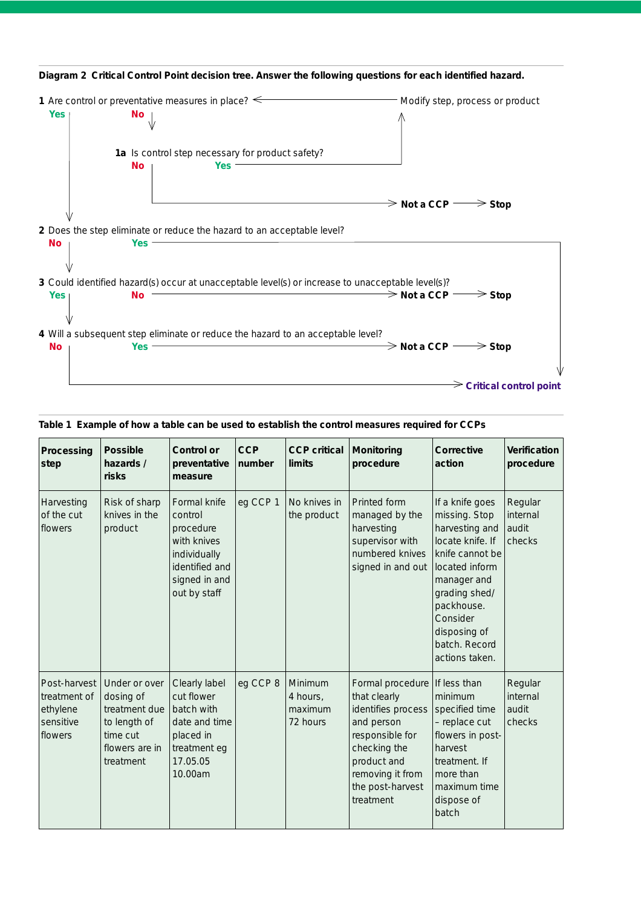**Diagram 2 Critical Control Point decision tree. Answer the following questions for each identified hazard.**

**1** Are control or preventative measures in place? ← Modify step, process or product

- **Yes** → go to question 2
- **No** ↓

**1a** Is control step necessary for product safety?

- **No** → **Not a CCP** → **Stop**
- **Yes** → Modify step, process or product

**2** Does the step eliminate or reduce the hazard to an acceptable level?

- **No** ↓
- **Yes** → **Critical control point**

**3** Could identified hazard(s) occur at unacceptable level(s) or increase to unacceptable level(s)?

- **Yes** ↓
- **No** → **Not a CCP** → **Stop**

**4** Will a subsequent step eliminate or reduce the hazard to an acceptable level?

- **No** → **Critical control point**
- **Yes** → **Not a CCP** → **Stop**

**Table 1 Example of how a table can be used to establish the control measures required for CCPs**

| **Processing step** | **Possible hazards / risks** | **Control or preventative measure** | **CCP number** | **CCP critical limits** | **Monitoring procedure** | **Corrective action** | **Verification procedure** |
|---|---|---|---|---|---|---|---|
| Harvesting of the cut flowers | Risk of sharp knives in the product | Formal knife control procedure with knives individually identified and signed in and out by staff | eg CCP 1 | No knives in the product | Printed form managed by the harvesting supervisor with numbered knives signed in and out | If a knife goes missing. Stop harvesting and locate knife. If knife cannot be located inform manager and grading shed/ packhouse. Consider disposing of batch. Record actions taken. | Regular internal audit checks |
| Post-harvest treatment of ethylene sensitive flowers | Under or over dosing of treatment due to length of time cut flowers are in treatment | Clearly label cut flower batch with date and time placed in treatment eg 17.05.05 10.00am | eg CCP 8 | Minimum 4 hours, maximum 72 hours | Formal procedure that clearly identifies process and person responsible for checking the product and removing it from the post-harvest treatment | If less than minimum specified time – replace cut flowers in post-harvest treatment. If more than maximum time dispose of batch | Regular internal audit checks |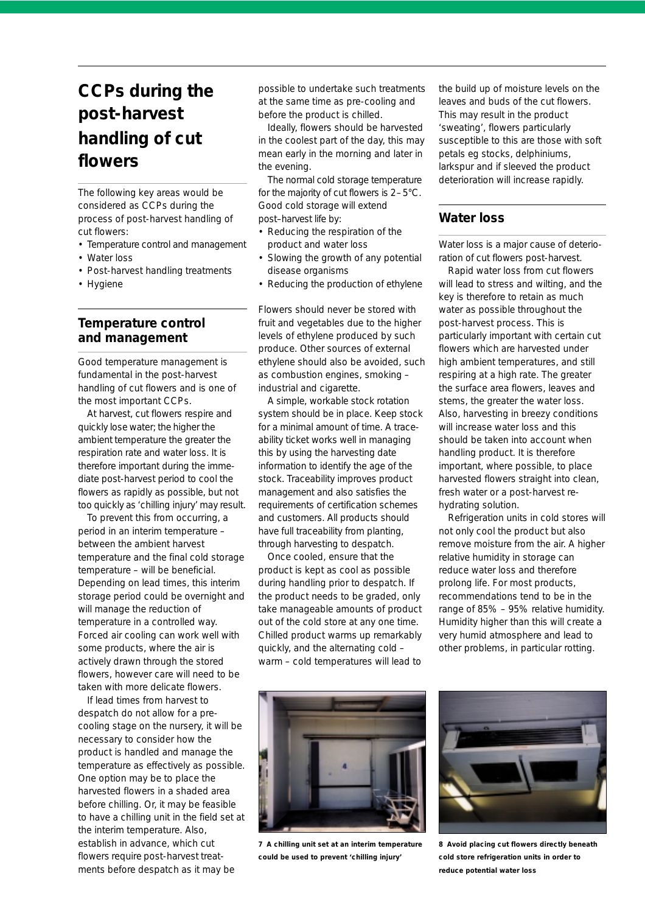# CCPs during the post-harvest handling of cut flowers

The following key areas would be considered as CCPs during the process of post-harvest handling of cut flowers:

- Temperature control and management
- Water loss
- Post-harvest handling treatments
- Hygiene

## Temperature control and management

Good temperature management is fundamental in the post-harvest handling of cut flowers and is one of the most important CCPs.

At harvest, cut flowers respire and quickly lose water; the higher the ambient temperature the greater the respiration rate and water loss. It is therefore important during the immediate post-harvest period to cool the flowers as rapidly as possible, but not too quickly as 'chilling injury' may result.

To prevent this from occurring, a period in an interim temperature – between the ambient harvest temperature and the final cold storage temperature – will be beneficial. Depending on lead times, this interim storage period could be overnight and will manage the reduction of temperature in a controlled way. Forced air cooling can work well with some products, where the air is actively drawn through the stored flowers, however care will need to be taken with more delicate flowers.

If lead times from harvest to despatch do not allow for a pre-cooling stage on the nursery, it will be necessary to consider how the product is handled and manage the temperature as effectively as possible. One option may be to place the harvested flowers in a shaded area before chilling. Or, it may be feasible to have a chilling unit in the field set at the interim temperature. Also, establish in advance, which cut flowers require post-harvest treatments before despatch as it may be possible to undertake such treatments at the same time as pre-cooling and before the product is chilled.

Ideally, flowers should be harvested in the coolest part of the day, this may mean early in the morning and later in the evening.

The normal cold storage temperature for the majority of cut flowers is 2–5°C. Good cold storage will extend post–harvest life by:

- Reducing the respiration of the product and water loss
- Slowing the growth of any potential disease organisms
- Reducing the production of ethylene

Flowers should never be stored with fruit and vegetables due to the higher levels of ethylene produced by such produce. Other sources of external ethylene should also be avoided, such as combustion engines, smoking – industrial and cigarette.

A simple, workable stock rotation system should be in place. Keep stock for a minimal amount of time. A traceability ticket works well in managing this by using the harvesting date information to identify the age of the stock. Traceability improves product management and also satisfies the requirements of certification schemes and customers. All products should have full traceability from planting, through harvesting to despatch.

Once cooled, ensure that the product is kept as cool as possible during handling prior to despatch. If the product needs to be graded, only take manageable amounts of product out of the cold store at any one time. Chilled product warms up remarkably quickly, and the alternating cold – warm – cold temperatures will lead to the build up of moisture levels on the leaves and buds of the cut flowers. This may result in the product 'sweating', flowers particularly susceptible to this are those with soft petals eg stocks, delphiniums, larkspur and if sleeved the product deterioration will increase rapidly.

## Water loss

Water loss is a major cause of deterioration of cut flowers post-harvest.

Rapid water loss from cut flowers will lead to stress and wilting, and the key is therefore to retain as much water as possible throughout the post-harvest process. This is particularly important with certain cut flowers which are harvested under high ambient temperatures, and still respiring at a high rate. The greater the surface area flowers, leaves and stems, the greater the water loss. Also, harvesting in breezy conditions will increase water loss and this should be taken into account when handling product. It is therefore important, where possible, to place harvested flowers straight into clean, fresh water or a post-harvest re-hydrating solution.

Refrigeration units in cold stores will not only cool the product but also remove moisture from the air. A higher relative humidity in storage can reduce water loss and therefore prolong life. For most products, recommendations tend to be in the range of 85% – 95% relative humidity. Humidity higher than this will create a very humid atmosphere and lead to other problems, in particular rotting.

**7 A chilling unit set at an interim temperature could be used to prevent 'chilling injury'**

**8 Avoid placing cut flowers directly beneath cold store refrigeration units in order to reduce potential water loss**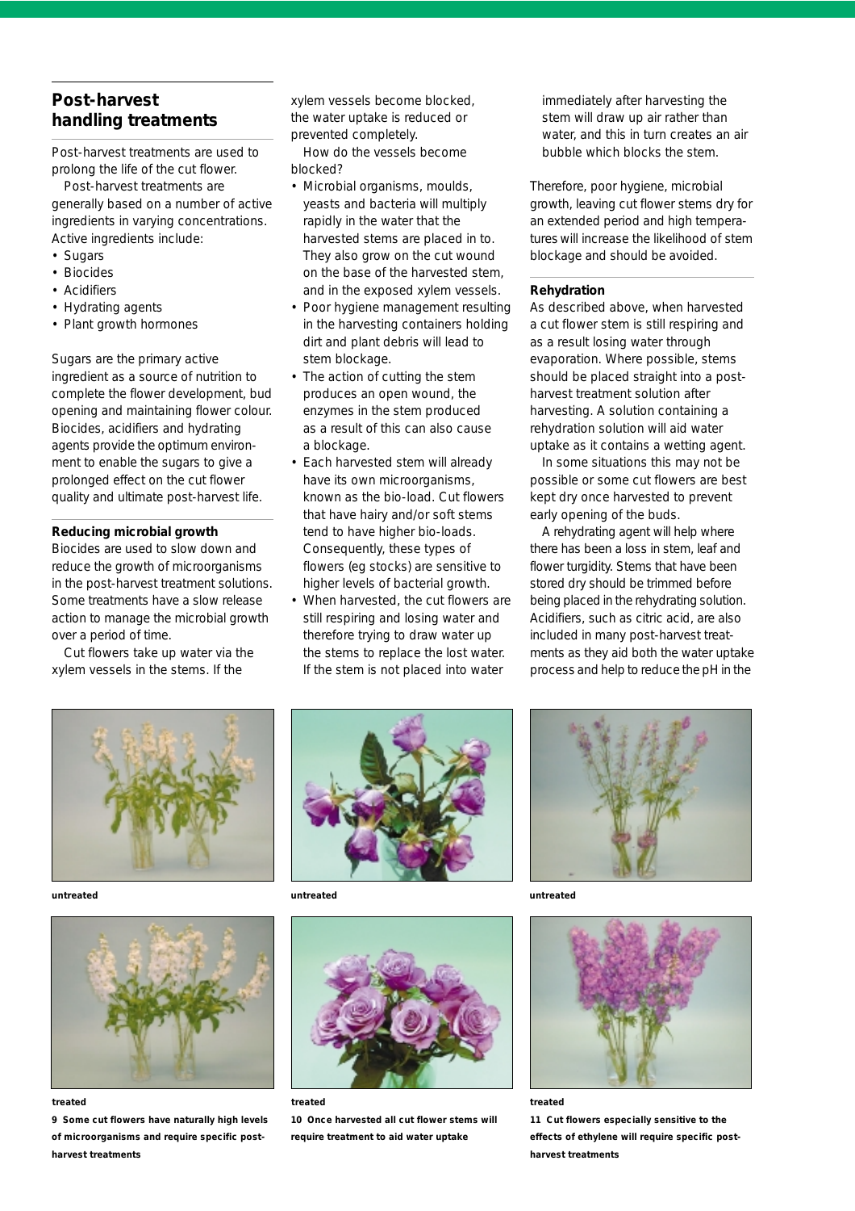## Post-harvest handling treatments

Post-harvest treatments are used to prolong the life of the cut flower.

Post-harvest treatments are generally based on a number of active ingredients in varying concentrations. Active ingredients include:

- Sugars
- Biocides
- Acidifiers
- Hydrating agents
- Plant growth hormones

Sugars are the primary active ingredient as a source of nutrition to complete the flower development, bud opening and maintaining flower colour. Biocides, acidifiers and hydrating agents provide the optimum environment to enable the sugars to give a prolonged effect on the cut flower quality and ultimate post-harvest life.

**Reducing microbial growth**

Biocides are used to slow down and reduce the growth of microorganisms in the post-harvest treatment solutions. Some treatments have a slow release action to manage the microbial growth over a period of time.

Cut flowers take up water via the xylem vessels in the stems. If the xylem vessels become blocked, the water uptake is reduced or prevented completely.

How do the vessels become blocked?

- Microbial organisms, moulds, yeasts and bacteria will multiply rapidly in the water that the harvested stems are placed in to. They also grow on the cut wound on the base of the harvested stem, and in the exposed xylem vessels.
- Poor hygiene management resulting in the harvesting containers holding dirt and plant debris will lead to stem blockage.
- The action of cutting the stem produces an open wound, the enzymes in the stem produced as a result of this can also cause a blockage.
- Each harvested stem will already have its own microorganisms, known as the bio-load. Cut flowers that have hairy and/or soft stems tend to have higher bio-loads. Consequently, these types of flowers (eg stocks) are sensitive to higher levels of bacterial growth.
- When harvested, the cut flowers are still respiring and losing water and therefore trying to draw water up the stems to replace the lost water. If the stem is not placed into water immediately after harvesting the stem will draw up air rather than water, and this in turn creates an air bubble which blocks the stem.

Therefore, poor hygiene, microbial growth, leaving cut flower stems dry for an extended period and high temperatures will increase the likelihood of stem blockage and should be avoided.

**Rehydration**

As described above, when harvested a cut flower stem is still respiring and as a result losing water through evaporation. Where possible, stems should be placed straight into a post-harvest treatment solution after harvesting. A solution containing a rehydration solution will aid water uptake as it contains a wetting agent.

In some situations this may not be possible or some cut flowers are best kept dry once harvested to prevent early opening of the buds.

A rehydrating agent will help where there has been a loss in stem, leaf and flower turgidity. Stems that have been stored dry should be trimmed before being placed in the rehydrating solution. Acidifiers, such as citric acid, are also included in many post-harvest treatments as they aid both the water uptake process and help to reduce the pH in the

untreated

treated

**9 Some cut flowers have naturally high levels of microorganisms and require specific post-harvest treatments**

untreated

treated

**10 Once harvested all cut flower stems will require treatment to aid water uptake**

untreated

treated

**11 Cut flowers especially sensitive to the effects of ethylene will require specific post-harvest treatments**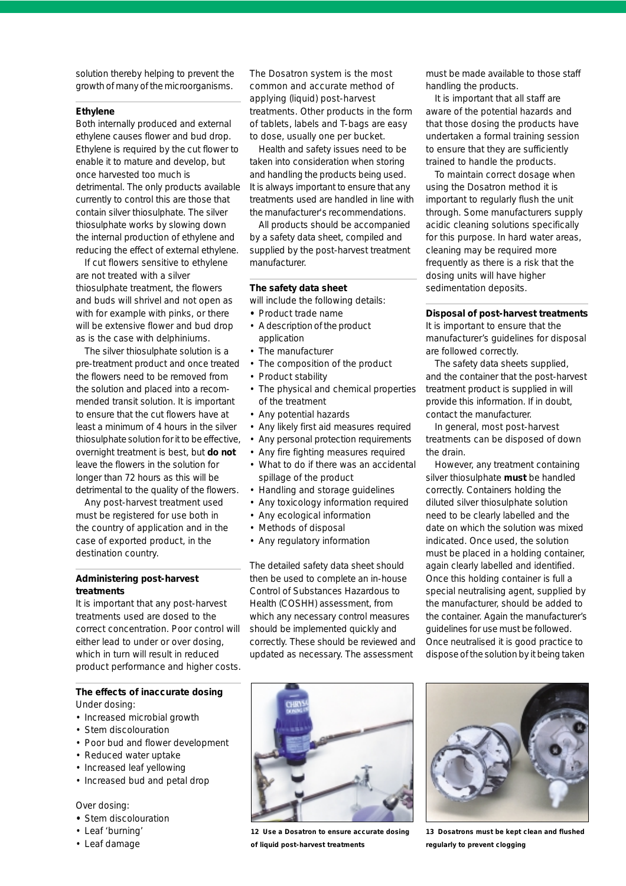solution thereby helping to prevent the growth of many of the microorganisms.

### Ethylene

Both internally produced and external ethylene causes flower and bud drop. Ethylene is required by the cut flower to enable it to mature and develop, but once harvested too much is detrimental. The only products available currently to control this are those that contain silver thiosulphate. The silver thiosulphate works by slowing down the internal production of ethylene and reducing the effect of external ethylene.

If cut flowers sensitive to ethylene are not treated with a silver thiosulphate treatment, the flowers and buds will shrivel and not open as with for example with pinks, or there will be extensive flower and bud drop as is the case with delphiniums.

The silver thiosulphate solution is a pre-treatment product and once treated the flowers need to be removed from the solution and placed into a recommended transit solution. It is important to ensure that the cut flowers have at least a minimum of 4 hours in the silver thiosulphate solution for it to be effective, overnight treatment is best, but **do not** leave the flowers in the solution for longer than 72 hours as this will be detrimental to the quality of the flowers.

Any post-harvest treatment used must be registered for use both in the country of application and in the case of exported product, in the destination country.

### Administering post-harvest treatments

It is important that any post-harvest treatments used are dosed to the correct concentration. Poor control will either lead to under or over dosing, which in turn will result in reduced product performance and higher costs.

### The effects of inaccurate dosing

Under dosing:

- Increased microbial growth
- Stem discolouration
- Poor bud and flower development
- Reduced water uptake
- Increased leaf yellowing
- Increased bud and petal drop

Over dosing:

- Stem discolouration
- Leaf 'burning'
- Leaf damage

The Dosatron system is the most common and accurate method of applying (liquid) post-harvest treatments. Other products in the form of tablets, labels and T-bags are easy to dose, usually one per bucket.

Health and safety issues need to be taken into consideration when storing and handling the products being used. It is always important to ensure that any treatments used are handled in line with the manufacturer's recommendations.

All products should be accompanied by a safety data sheet, compiled and supplied by the post-harvest treatment manufacturer.

### The safety data sheet

will include the following details:

- Product trade name
- A description of the product application
- The manufacturer
- The composition of the product
- Product stability
- The physical and chemical properties of the treatment
- Any potential hazards
- Any likely first aid measures required
- Any personal protection requirements
- Any fire fighting measures required
- What to do if there was an accidental spillage of the product
- Handling and storage guidelines
- Any toxicology information required
- Any ecological information
- Methods of disposal
- Any regulatory information

The detailed safety data sheet should then be used to complete an in-house Control of Substances Hazardous to Health (COSHH) assessment, from which any necessary control measures should be implemented quickly and correctly. These should be reviewed and updated as necessary. The assessment must be made available to those staff handling the products.

It is important that all staff are aware of the potential hazards and that those dosing the products have undertaken a formal training session to ensure that they are sufficiently trained to handle the products.

To maintain correct dosage when using the Dosatron method it is important to regularly flush the unit through. Some manufacturers supply acidic cleaning solutions specifically for this purpose. In hard water areas, cleaning may be required more frequently as there is a risk that the dosing units will have higher sedimentation deposits.

### Disposal of post-harvest treatments

It is important to ensure that the manufacturer's guidelines for disposal are followed correctly.

The safety data sheets supplied, and the container that the post-harvest treatment product is supplied in will provide this information. If in doubt, contact the manufacturer.

In general, most post-harvest treatments can be disposed of down the drain.

However, any treatment containing silver thiosulphate **must** be handled correctly. Containers holding the diluted silver thiosulphate solution need to be clearly labelled and the date on which the solution was mixed indicated. Once used, the solution must be placed in a holding container, again clearly labelled and identified. Once this holding container is full a special neutralising agent, supplied by the manufacturer, should be added to the container. Again the manufacturer's guidelines for use must be followed. Once neutralised it is good practice to dispose of the solution by it being taken

**12 Use a Dosatron to ensure accurate dosing of liquid post-harvest treatments**

**13 Dosatrons must be kept clean and flushed regularly to prevent clogging**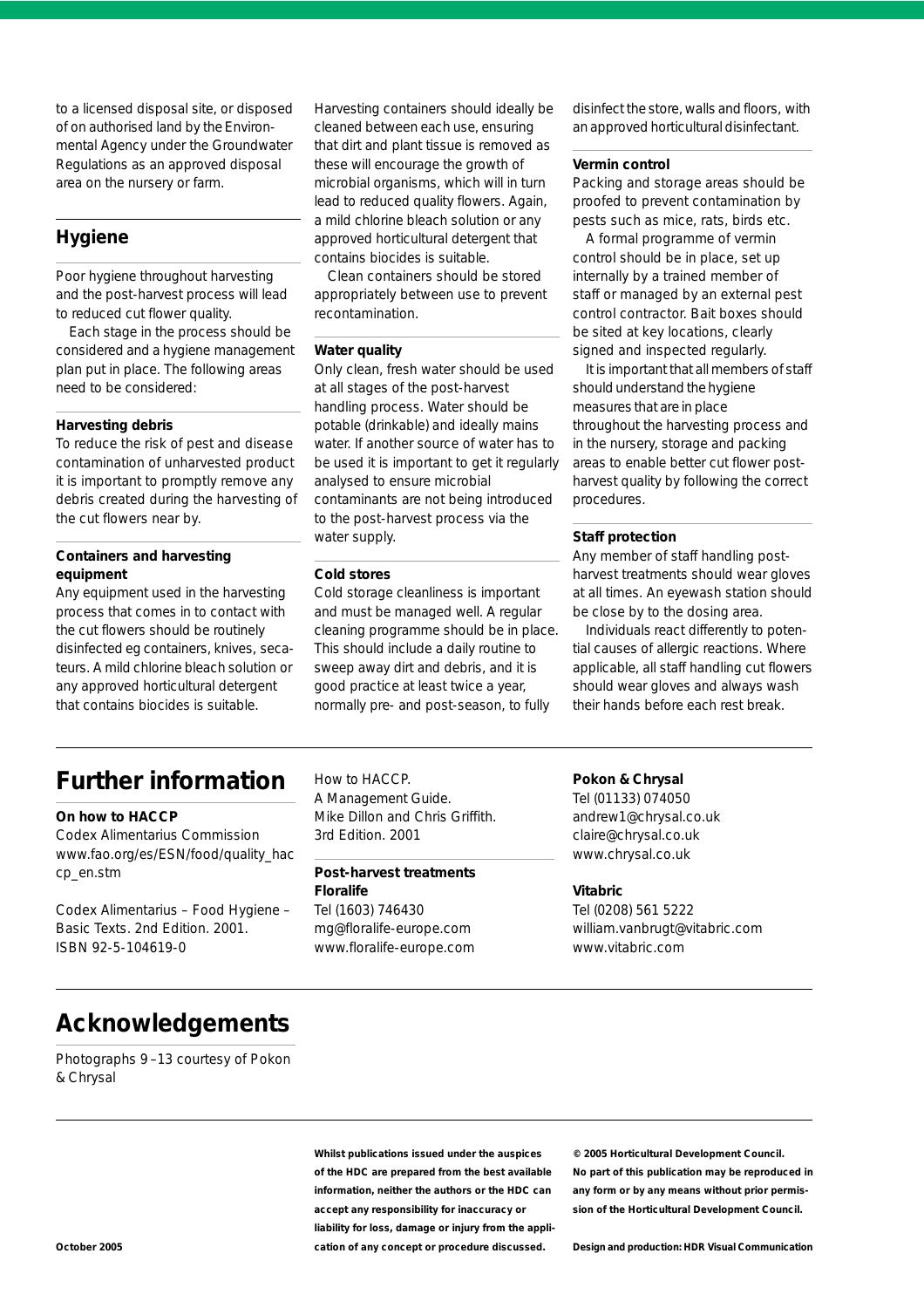to a licensed disposal site, or disposed of on authorised land by the Environmental Agency under the Groundwater Regulations as an approved disposal area on the nursery or farm.

## Hygiene

Poor hygiene throughout harvesting and the post-harvest process will lead to reduced cut flower quality.

Each stage in the process should be considered and a hygiene management plan put in place. The following areas need to be considered:

### Harvesting debris

To reduce the risk of pest and disease contamination of unharvested product it is important to promptly remove any debris created during the harvesting of the cut flowers near by.

### Containers and harvesting equipment

Any equipment used in the harvesting process that comes in to contact with the cut flowers should be routinely disinfected eg containers, knives, secateurs. A mild chlorine bleach solution or any approved horticultural detergent that contains biocides is suitable.

Harvesting containers should ideally be cleaned between each use, ensuring that dirt and plant tissue is removed as these will encourage the growth of microbial organisms, which will in turn lead to reduced quality flowers. Again, a mild chlorine bleach solution or any approved horticultural detergent that contains biocides is suitable.

Clean containers should be stored appropriately between use to prevent recontamination.

### Water quality

Only clean, fresh water should be used at all stages of the post-harvest handling process. Water should be potable (drinkable) and ideally mains water. If another source of water has to be used it is important to get it regularly analysed to ensure microbial contaminants are not being introduced to the post-harvest process via the water supply.

### Cold stores

Cold storage cleanliness is important and must be managed well. A regular cleaning programme should be in place. This should include a daily routine to sweep away dirt and debris, and it is good practice at least twice a year, normally pre- and post-season, to fully disinfect the store, walls and floors, with an approved horticultural disinfectant.

### Vermin control

Packing and storage areas should be proofed to prevent contamination by pests such as mice, rats, birds etc.

A formal programme of vermin control should be in place, set up internally by a trained member of staff or managed by an external pest control contractor. Bait boxes should be sited at key locations, clearly signed and inspected regularly.

It is important that all members of staff should understand the hygiene measures that are in place throughout the harvesting process and in the nursery, storage and packing areas to enable better cut flower post-harvest quality by following the correct procedures.

### Staff protection

Any member of staff handling post-harvest treatments should wear gloves at all times. An eyewash station should be close by to the dosing area.

Individuals react differently to potential causes of allergic reactions. Where applicable, all staff handling cut flowers should wear gloves and always wash their hands before each rest break.

## Further information

**On how to HACCP**

Codex Alimentarius Commission
www.fao.org/es/ESN/food/quality_haccp_en.stm

Codex Alimentarius – Food Hygiene – Basic Texts. 2nd Edition. 2001. ISBN 92-5-104619-0

How to HACCP.
A Management Guide.
Mike Dillon and Chris Griffith.
3rd Edition. 2001

**Post-harvest treatments**

**Floralife**
Tel (1603) 746430
mg@floralife-europe.com
www.floralife-europe.com

**Pokon & Chrysal**
Tel (01133) 074050
andrew1@chrysal.co.uk
claire@chrysal.co.uk
www.chrysal.co.uk

**Vitabric**
Tel (0208) 561 5222
william.vanbrugt@vitabric.com
www.vitabric.com

## Acknowledgements

Photographs 9–13 courtesy of Pokon & Chrysal

October 2005

**Whilst publications issued under the auspices of the HDC are prepared from the best available information, neither the authors or the HDC can accept any responsibility for inaccuracy or liability for loss, damage or injury from the application of any concept or procedure discussed.**

**© 2005 Horticultural Development Council. No part of this publication may be reproduced in any form or by any means without prior permission of the Horticultural Development Council.**

**Design and production: HDR Visual Communication**